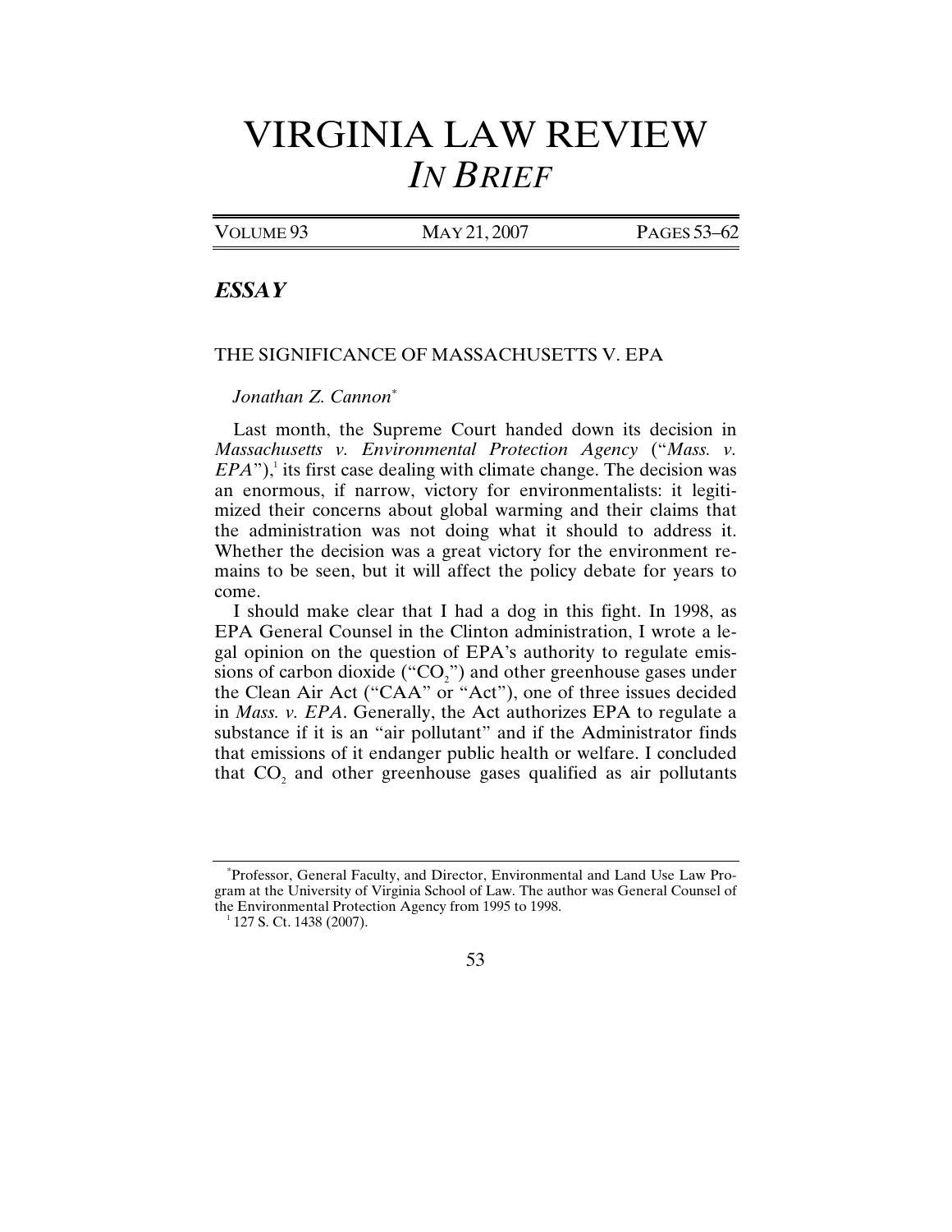# VIRGINIA LAW REVIEW
# *IN BRIEF*

## *ESSAY*

### THE SIGNIFICANCE OF MASSACHUSETTS V. EPA

*Jonathan Z. Cannon*[*]

Last month, the Supreme Court handed down its decision in *Massachusetts v. Environmental Protection Agency* ("*Mass. v. EPA*"),[1] its first case dealing with climate change. The decision was an enormous, if narrow, victory for environmentalists: it legitimized their concerns about global warming and their claims that the administration was not doing what it should to address it. Whether the decision was a great victory for the environment remains to be seen, but it will affect the policy debate for years to come.

I should make clear that I had a dog in this fight. In 1998, as EPA General Counsel in the Clinton administration, I wrote a legal opinion on the question of EPA's authority to regulate emissions of carbon dioxide ("$CO_2$") and other greenhouse gases under the Clean Air Act ("CAA" or "Act"), one of three issues decided in *Mass. v. EPA*. Generally, the Act authorizes EPA to regulate a substance if it is an "air pollutant" and if the Administrator finds that emissions of it endanger public health or welfare. I concluded that $CO_2$ and other greenhouse gases qualified as air pollutants

---

[*] Professor, General Faculty, and Director, Environmental and Land Use Law Program at the University of Virginia School of Law. The author was General Counsel of the Environmental Protection Agency from 1995 to 1998.

[1] 127 S. Ct. 1438 (2007).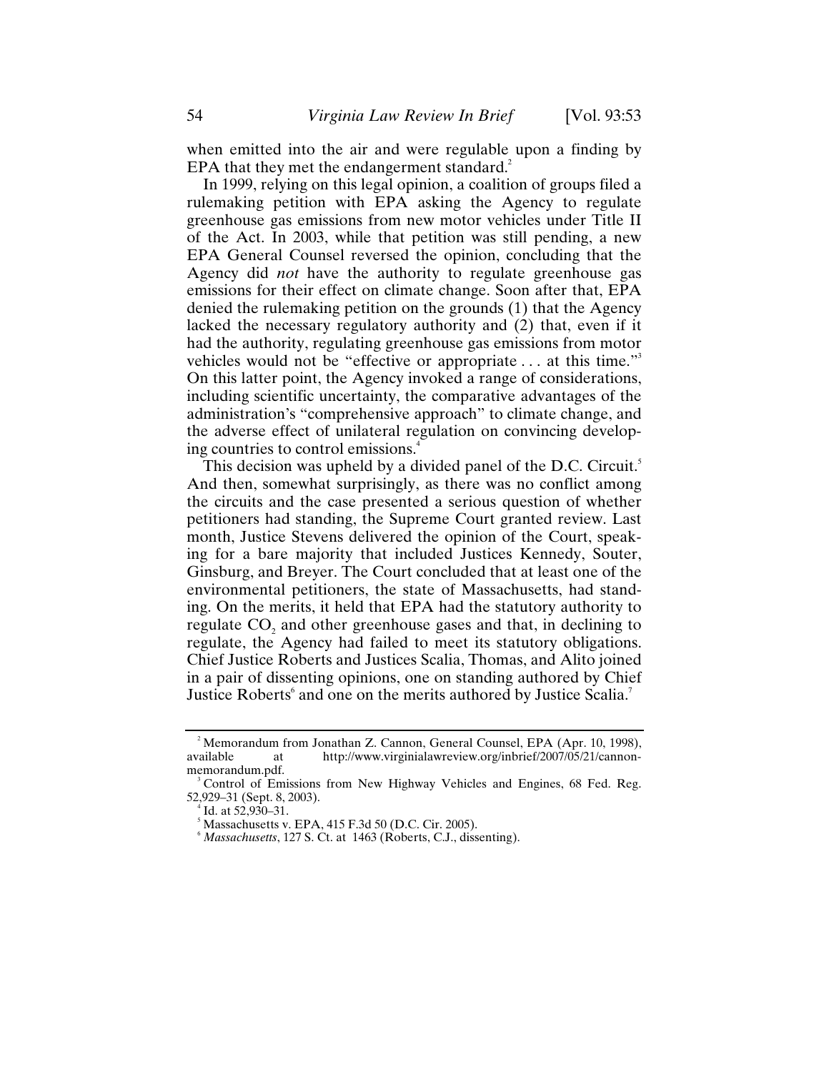when emitted into the air and were regulable upon a finding by EPA that they met the endangerment standard.[2]

In 1999, relying on this legal opinion, a coalition of groups filed a rulemaking petition with EPA asking the Agency to regulate greenhouse gas emissions from new motor vehicles under Title II of the Act. In 2003, while that petition was still pending, a new EPA General Counsel reversed the opinion, concluding that the Agency did *not* have the authority to regulate greenhouse gas emissions for their effect on climate change. Soon after that, EPA denied the rulemaking petition on the grounds (1) that the Agency lacked the necessary regulatory authority and (2) that, even if it had the authority, regulating greenhouse gas emissions from motor vehicles would not be "effective or appropriate . . . at this time."[3] On this latter point, the Agency invoked a range of considerations, including scientific uncertainty, the comparative advantages of the administration's "comprehensive approach" to climate change, and the adverse effect of unilateral regulation on convincing developing countries to control emissions.[4]

This decision was upheld by a divided panel of the D.C. Circuit.[5] And then, somewhat surprisingly, as there was no conflict among the circuits and the case presented a serious question of whether petitioners had standing, the Supreme Court granted review. Last month, Justice Stevens delivered the opinion of the Court, speaking for a bare majority that included Justices Kennedy, Souter, Ginsburg, and Breyer. The Court concluded that at least one of the environmental petitioners, the state of Massachusetts, had standing. On the merits, it held that EPA had the statutory authority to regulate $CO_2$ and other greenhouse gases and that, in declining to regulate, the Agency had failed to meet its statutory obligations. Chief Justice Roberts and Justices Scalia, Thomas, and Alito joined in a pair of dissenting opinions, one on standing authored by Chief Justice Roberts[6] and one on the merits authored by Justice Scalia.[7]

---

[2] Memorandum from Jonathan Z. Cannon, General Counsel, EPA (Apr. 10, 1998), available at http://www.virginialawreview.org/inbrief/2007/05/21/cannon-memorandum.pdf.

[3] Control of Emissions from New Highway Vehicles and Engines, 68 Fed. Reg. 52,929–31 (Sept. 8, 2003).

[4] Id. at 52,930–31.

[5] Massachusetts v. EPA, 415 F.3d 50 (D.C. Cir. 2005).

[6] *Massachusetts*, 127 S. Ct. at 1463 (Roberts, C.J., dissenting).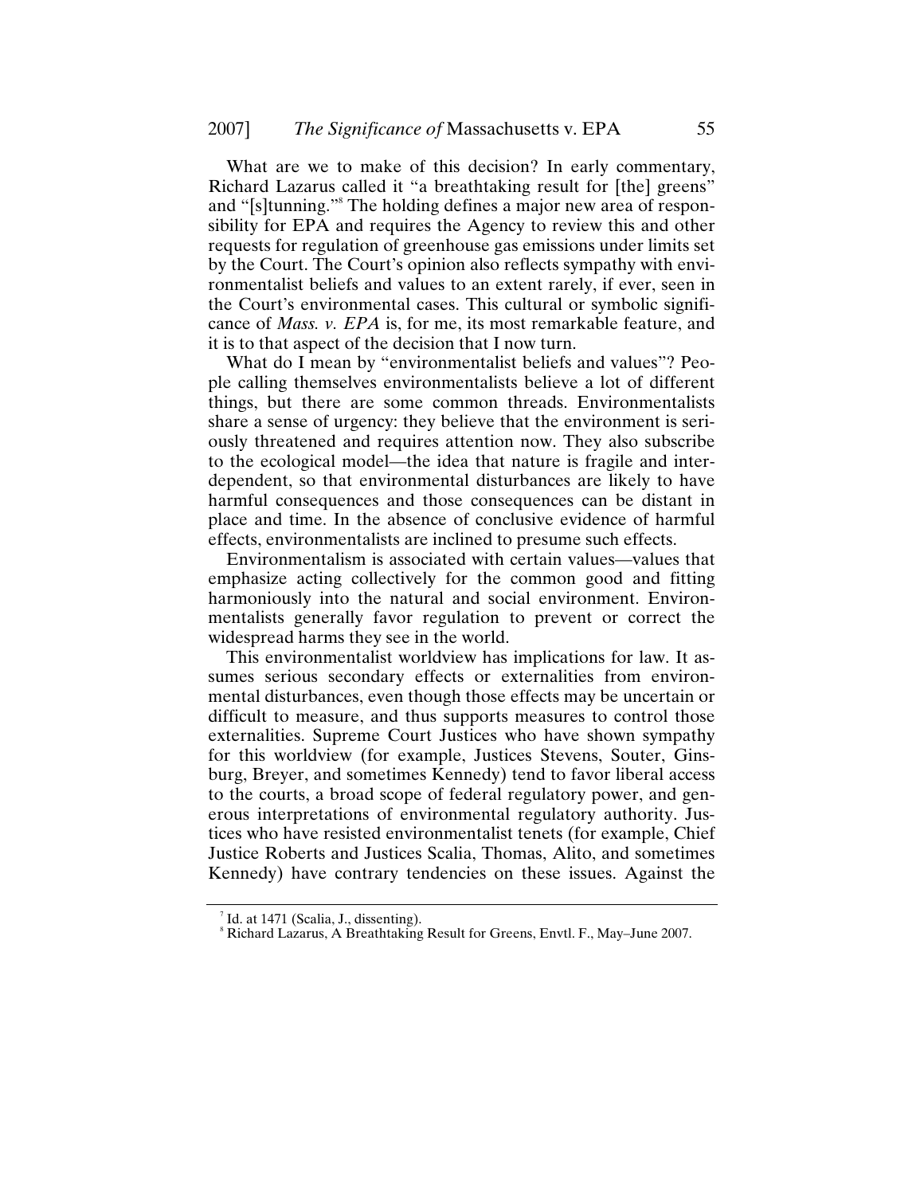What are we to make of this decision? In early commentary, Richard Lazarus called it "a breathtaking result for [the] greens" and "[s]tunning."[8] The holding defines a major new area of responsibility for EPA and requires the Agency to review this and other requests for regulation of greenhouse gas emissions under limits set by the Court. The Court's opinion also reflects sympathy with environmentalist beliefs and values to an extent rarely, if ever, seen in the Court's environmental cases. This cultural or symbolic significance of *Mass. v. EPA* is, for me, its most remarkable feature, and it is to that aspect of the decision that I now turn.

What do I mean by "environmentalist beliefs and values"? People calling themselves environmentalists believe a lot of different things, but there are some common threads. Environmentalists share a sense of urgency: they believe that the environment is seriously threatened and requires attention now. They also subscribe to the ecological model—the idea that nature is fragile and interdependent, so that environmental disturbances are likely to have harmful consequences and those consequences can be distant in place and time. In the absence of conclusive evidence of harmful effects, environmentalists are inclined to presume such effects.

Environmentalism is associated with certain values—values that emphasize acting collectively for the common good and fitting harmoniously into the natural and social environment. Environmentalists generally favor regulation to prevent or correct the widespread harms they see in the world.

This environmentalist worldview has implications for law. It assumes serious secondary effects or externalities from environmental disturbances, even though those effects may be uncertain or difficult to measure, and thus supports measures to control those externalities. Supreme Court Justices who have shown sympathy for this worldview (for example, Justices Stevens, Souter, Ginsburg, Breyer, and sometimes Kennedy) tend to favor liberal access to the courts, a broad scope of federal regulatory power, and generous interpretations of environmental regulatory authority. Justices who have resisted environmentalist tenets (for example, Chief Justice Roberts and Justices Scalia, Thomas, Alito, and sometimes Kennedy) have contrary tendencies on these issues. Against the

---

[7] Id. at 1471 (Scalia, J., dissenting).

[8] Richard Lazarus, A Breathtaking Result for Greens, Envtl. F., May–June 2007.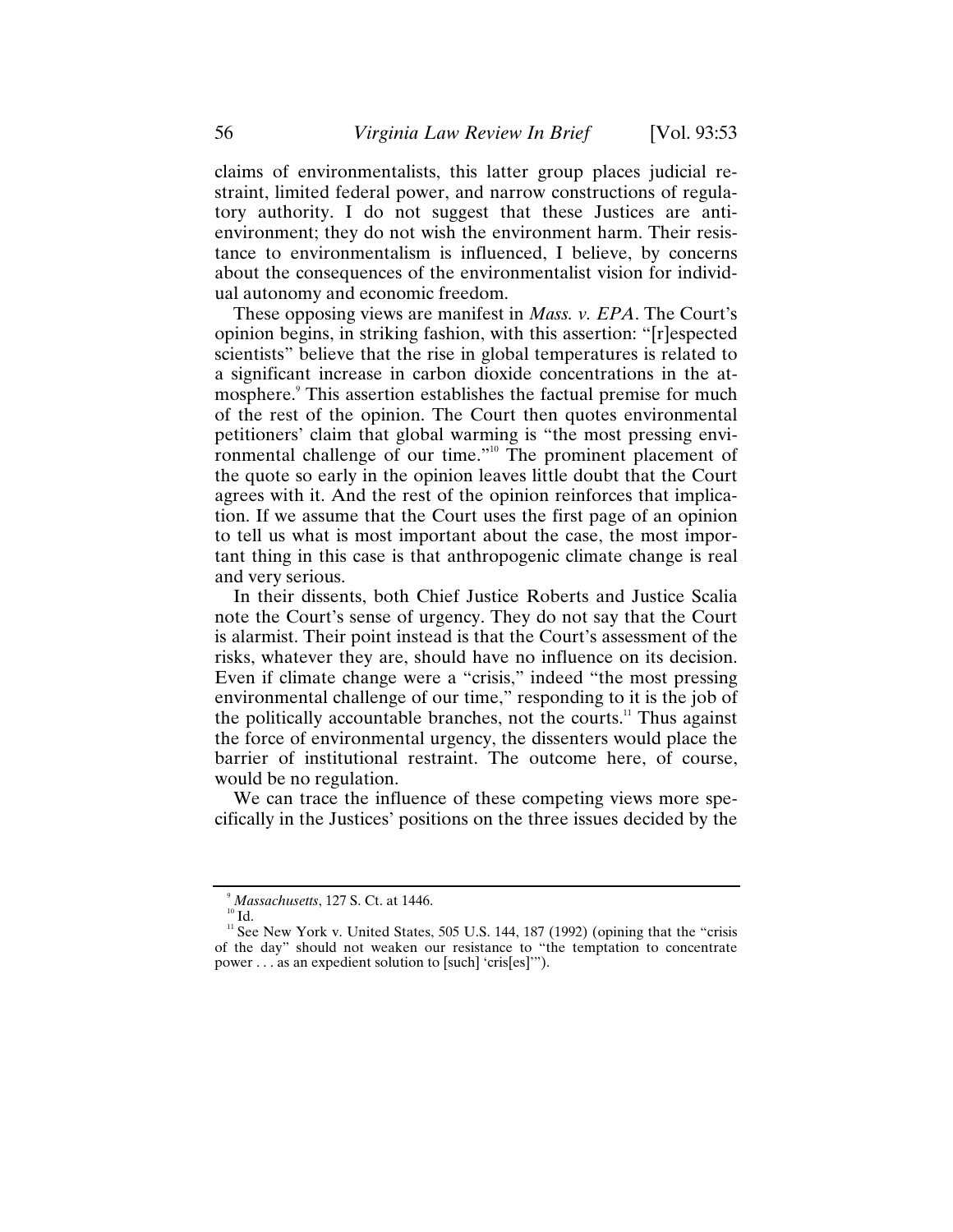claims of environmentalists, this latter group places judicial restraint, limited federal power, and narrow constructions of regulatory authority. I do not suggest that these Justices are anti-environment; they do not wish the environment harm. Their resistance to environmentalism is influenced, I believe, by concerns about the consequences of the environmentalist vision for individual autonomy and economic freedom.

These opposing views are manifest in *Mass. v. EPA*. The Court's opinion begins, in striking fashion, with this assertion: "[r]espected scientists" believe that the rise in global temperatures is related to a significant increase in carbon dioxide concentrations in the atmosphere.[9] This assertion establishes the factual premise for much of the rest of the opinion. The Court then quotes environmental petitioners' claim that global warming is "the most pressing environmental challenge of our time."[10] The prominent placement of the quote so early in the opinion leaves little doubt that the Court agrees with it. And the rest of the opinion reinforces that implication. If we assume that the Court uses the first page of an opinion to tell us what is most important about the case, the most important thing in this case is that anthropogenic climate change is real and very serious.

In their dissents, both Chief Justice Roberts and Justice Scalia note the Court's sense of urgency. They do not say that the Court is alarmist. Their point instead is that the Court's assessment of the risks, whatever they are, should have no influence on its decision. Even if climate change were a "crisis," indeed "the most pressing environmental challenge of our time," responding to it is the job of the politically accountable branches, not the courts.[11] Thus against the force of environmental urgency, the dissenters would place the barrier of institutional restraint. The outcome here, of course, would be no regulation.

We can trace the influence of these competing views more specifically in the Justices' positions on the three issues decided by the

---

[9] *Massachusetts*, 127 S. Ct. at 1446.

[10] Id.

[11] See New York v. United States, 505 U.S. 144, 187 (1992) (opining that the "crisis of the day" should not weaken our resistance to "the temptation to concentrate power . . . as an expedient solution to [such] 'cris[es]'").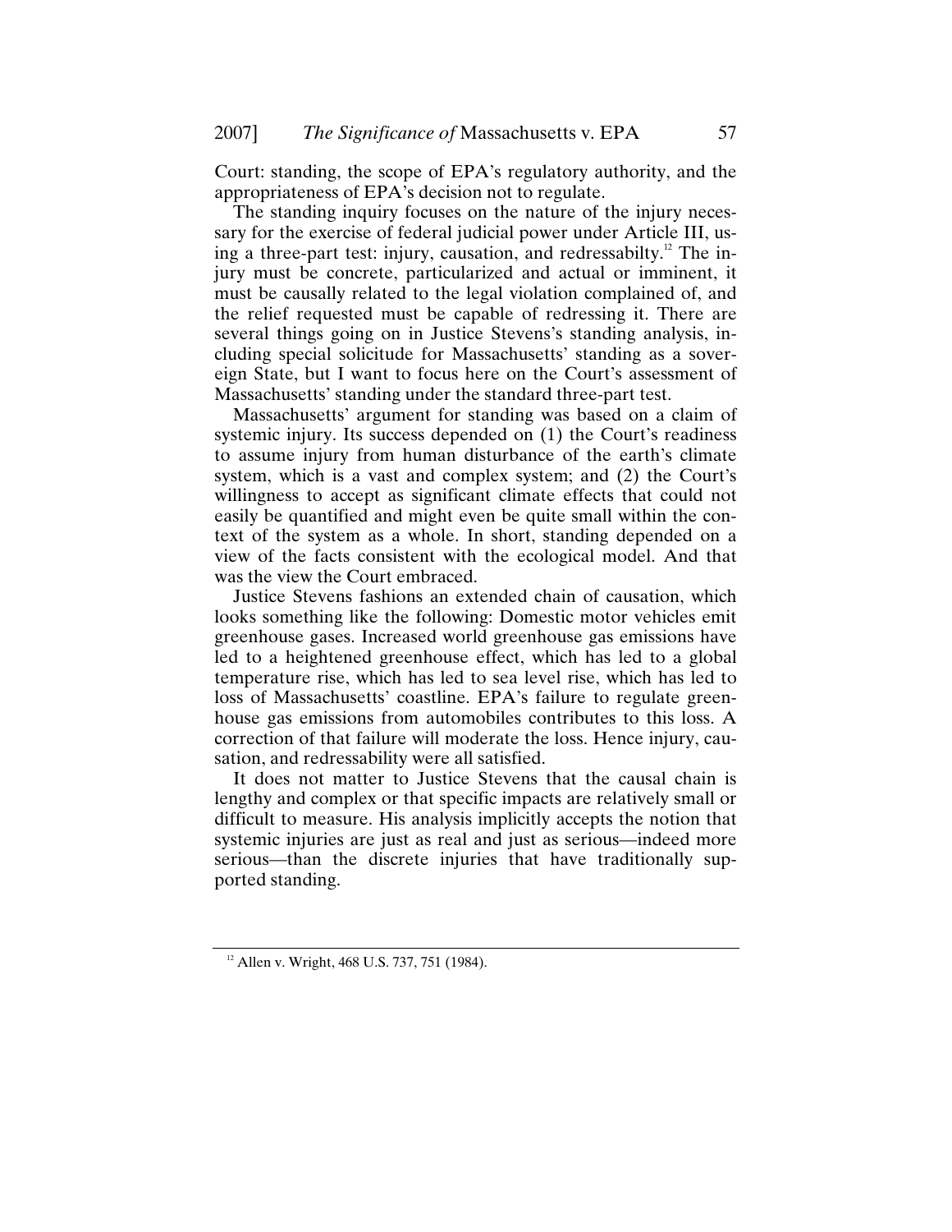Court: standing, the scope of EPA's regulatory authority, and the appropriateness of EPA's decision not to regulate.

The standing inquiry focuses on the nature of the injury necessary for the exercise of federal judicial power under Article III, using a three-part test: injury, causation, and redressabilty.[12] The injury must be concrete, particularized and actual or imminent, it must be causally related to the legal violation complained of, and the relief requested must be capable of redressing it. There are several things going on in Justice Stevens's standing analysis, including special solicitude for Massachusetts' standing as a sovereign State, but I want to focus here on the Court's assessment of Massachusetts' standing under the standard three-part test.

Massachusetts' argument for standing was based on a claim of systemic injury. Its success depended on (1) the Court's readiness to assume injury from human disturbance of the earth's climate system, which is a vast and complex system; and (2) the Court's willingness to accept as significant climate effects that could not easily be quantified and might even be quite small within the context of the system as a whole. In short, standing depended on a view of the facts consistent with the ecological model. And that was the view the Court embraced.

Justice Stevens fashions an extended chain of causation, which looks something like the following: Domestic motor vehicles emit greenhouse gases. Increased world greenhouse gas emissions have led to a heightened greenhouse effect, which has led to a global temperature rise, which has led to sea level rise, which has led to loss of Massachusetts' coastline. EPA's failure to regulate greenhouse gas emissions from automobiles contributes to this loss. A correction of that failure will moderate the loss. Hence injury, causation, and redressability were all satisfied.

It does not matter to Justice Stevens that the causal chain is lengthy and complex or that specific impacts are relatively small or difficult to measure. His analysis implicitly accepts the notion that systemic injuries are just as real and just as serious—indeed more serious—than the discrete injuries that have traditionally supported standing.

---

[12] Allen v. Wright, 468 U.S. 737, 751 (1984).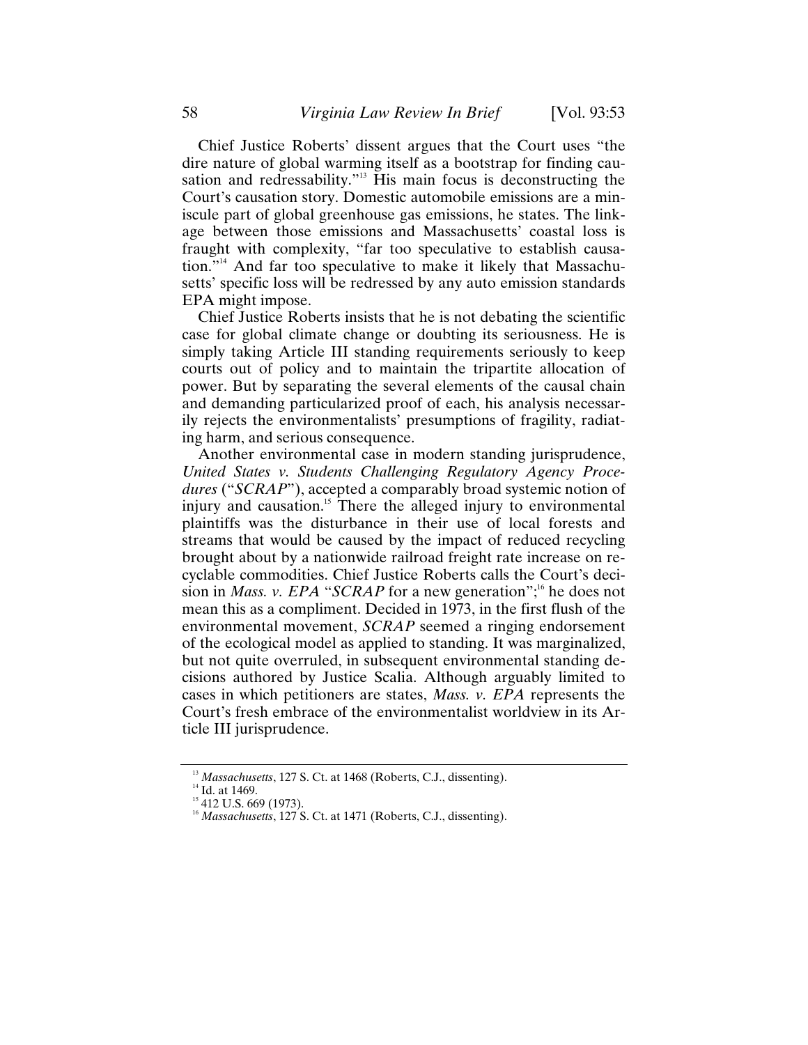Chief Justice Roberts' dissent argues that the Court uses "the dire nature of global warming itself as a bootstrap for finding causation and redressability."[13] His main focus is deconstructing the Court's causation story. Domestic automobile emissions are a miniscule part of global greenhouse gas emissions, he states. The linkage between those emissions and Massachusetts' coastal loss is fraught with complexity, "far too speculative to establish causation."[14] And far too speculative to make it likely that Massachusetts' specific loss will be redressed by any auto emission standards EPA might impose.

Chief Justice Roberts insists that he is not debating the scientific case for global climate change or doubting its seriousness. He is simply taking Article III standing requirements seriously to keep courts out of policy and to maintain the tripartite allocation of power. But by separating the several elements of the causal chain and demanding particularized proof of each, his analysis necessarily rejects the environmentalists' presumptions of fragility, radiating harm, and serious consequence.

Another environmental case in modern standing jurisprudence, *United States v. Students Challenging Regulatory Agency Procedures* ("*SCRAP*"), accepted a comparably broad systemic notion of injury and causation.[15] There the alleged injury to environmental plaintiffs was the disturbance in their use of local forests and streams that would be caused by the impact of reduced recycling brought about by a nationwide railroad freight rate increase on recyclable commodities. Chief Justice Roberts calls the Court's decision in *Mass. v. EPA* "*SCRAP* for a new generation";[16] he does not mean this as a compliment. Decided in 1973, in the first flush of the environmental movement, *SCRAP* seemed a ringing endorsement of the ecological model as applied to standing. It was marginalized, but not quite overruled, in subsequent environmental standing decisions authored by Justice Scalia. Although arguably limited to cases in which petitioners are states, *Mass. v. EPA* represents the Court's fresh embrace of the environmentalist worldview in its Article III jurisprudence.

---

[13] *Massachusetts*, 127 S. Ct. at 1468 (Roberts, C.J., dissenting).

[14] Id. at 1469.

[15] 412 U.S. 669 (1973).

[16] *Massachusetts*, 127 S. Ct. at 1471 (Roberts, C.J., dissenting).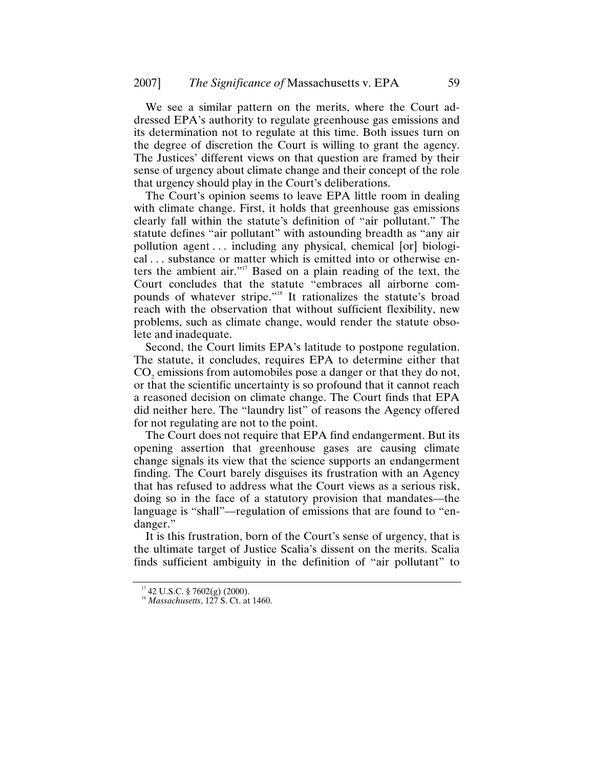We see a similar pattern on the merits, where the Court addressed EPA's authority to regulate greenhouse gas emissions and its determination not to regulate at this time. Both issues turn on the degree of discretion the Court is willing to grant the agency. The Justices' different views on that question are framed by their sense of urgency about climate change and their concept of the role that urgency should play in the Court's deliberations.

The Court's opinion seems to leave EPA little room in dealing with climate change. First, it holds that greenhouse gas emissions clearly fall within the statute's definition of "air pollutant." The statute defines "air pollutant" with astounding breadth as "any air pollution agent . . . including any physical, chemical [or] biological . . . substance or matter which is emitted into or otherwise enters the ambient air."[17] Based on a plain reading of the text, the Court concludes that the statute "embraces all airborne compounds of whatever stripe."[18] It rationalizes the statute's broad reach with the observation that without sufficient flexibility, new problems, such as climate change, would render the statute obsolete and inadequate.

Second, the Court limits EPA's latitude to postpone regulation. The statute, it concludes, requires EPA to determine either that $CO_2$ emissions from automobiles pose a danger or that they do not, or that the scientific uncertainty is so profound that it cannot reach a reasoned decision on climate change. The Court finds that EPA did neither here. The "laundry list" of reasons the Agency offered for not regulating are not to the point.

The Court does not require that EPA find endangerment. But its opening assertion that greenhouse gases are causing climate change signals its view that the science supports an endangerment finding. The Court barely disguises its frustration with an Agency that has refused to address what the Court views as a serious risk, doing so in the face of a statutory provision that mandates—the language is "shall"—regulation of emissions that are found to "endanger."

It is this frustration, born of the Court's sense of urgency, that is the ultimate target of Justice Scalia's dissent on the merits. Scalia finds sufficient ambiguity in the definition of "air pollutant" to

---

[17] 42 U.S.C. § 7602(g) (2000).

[18] *Massachusetts*, 127 S. Ct. at 1460.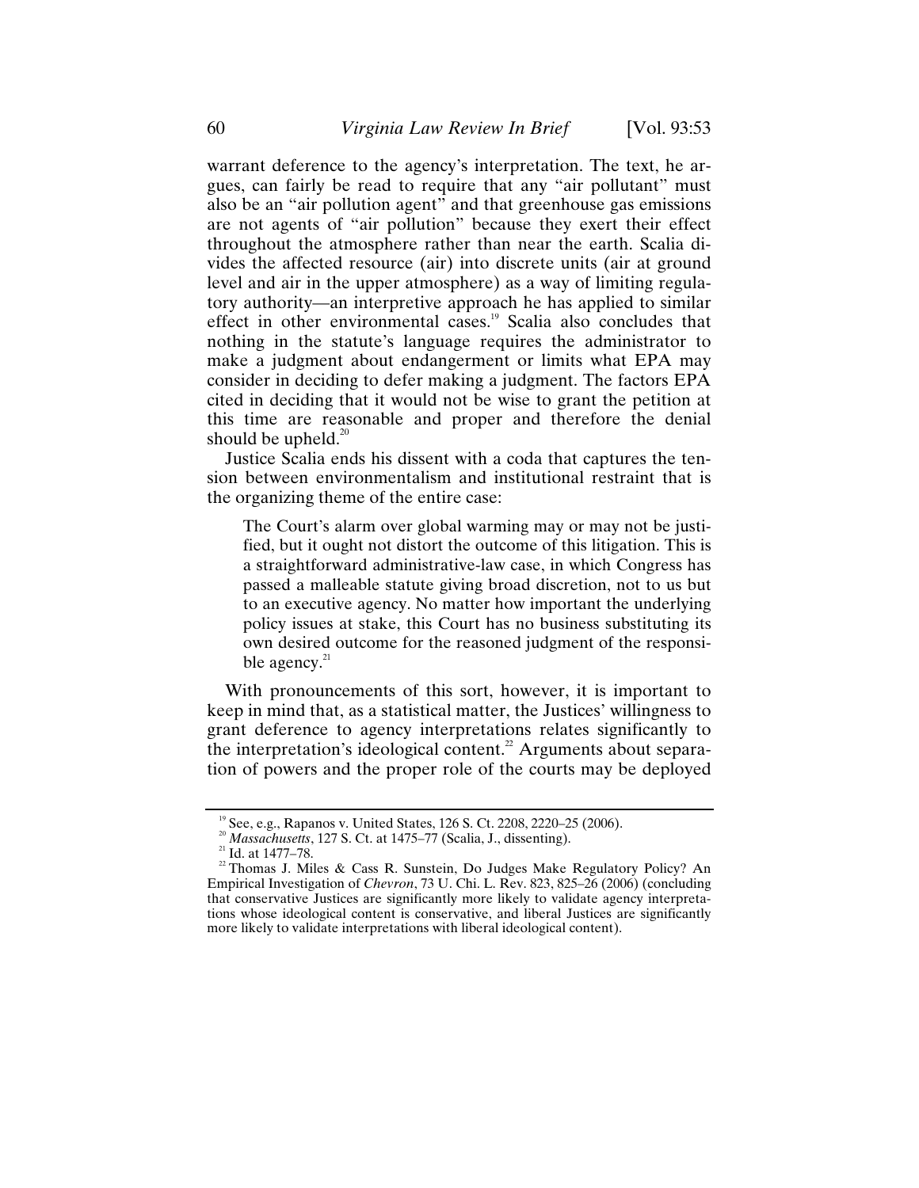warrant deference to the agency's interpretation. The text, he argues, can fairly be read to require that any "air pollutant" must also be an "air pollution agent" and that greenhouse gas emissions are not agents of "air pollution" because they exert their effect throughout the atmosphere rather than near the earth. Scalia divides the affected resource (air) into discrete units (air at ground level and air in the upper atmosphere) as a way of limiting regulatory authority—an interpretive approach he has applied to similar effect in other environmental cases.[19] Scalia also concludes that nothing in the statute's language requires the administrator to make a judgment about endangerment or limits what EPA may consider in deciding to defer making a judgment. The factors EPA cited in deciding that it would not be wise to grant the petition at this time are reasonable and proper and therefore the denial should be upheld.[20]

Justice Scalia ends his dissent with a coda that captures the tension between environmentalism and institutional restraint that is the organizing theme of the entire case:

> The Court's alarm over global warming may or may not be justified, but it ought not distort the outcome of this litigation. This is a straightforward administrative-law case, in which Congress has passed a malleable statute giving broad discretion, not to us but to an executive agency. No matter how important the underlying policy issues at stake, this Court has no business substituting its own desired outcome for the reasoned judgment of the responsible agency.[21]

With pronouncements of this sort, however, it is important to keep in mind that, as a statistical matter, the Justices' willingness to grant deference to agency interpretations relates significantly to the interpretation's ideological content.[22] Arguments about separation of powers and the proper role of the courts may be deployed

---

[19] See, e.g., Rapanos v. United States, 126 S. Ct. 2208, 2220–25 (2006).

[20] *Massachusetts*, 127 S. Ct. at 1475–77 (Scalia, J., dissenting).

[21] Id. at 1477–78.

[22] Thomas J. Miles & Cass R. Sunstein, Do Judges Make Regulatory Policy? An Empirical Investigation of *Chevron*, 73 U. Chi. L. Rev. 823, 825–26 (2006) (concluding that conservative Justices are significantly more likely to validate agency interpretations whose ideological content is conservative, and liberal Justices are significantly more likely to validate interpretations with liberal ideological content).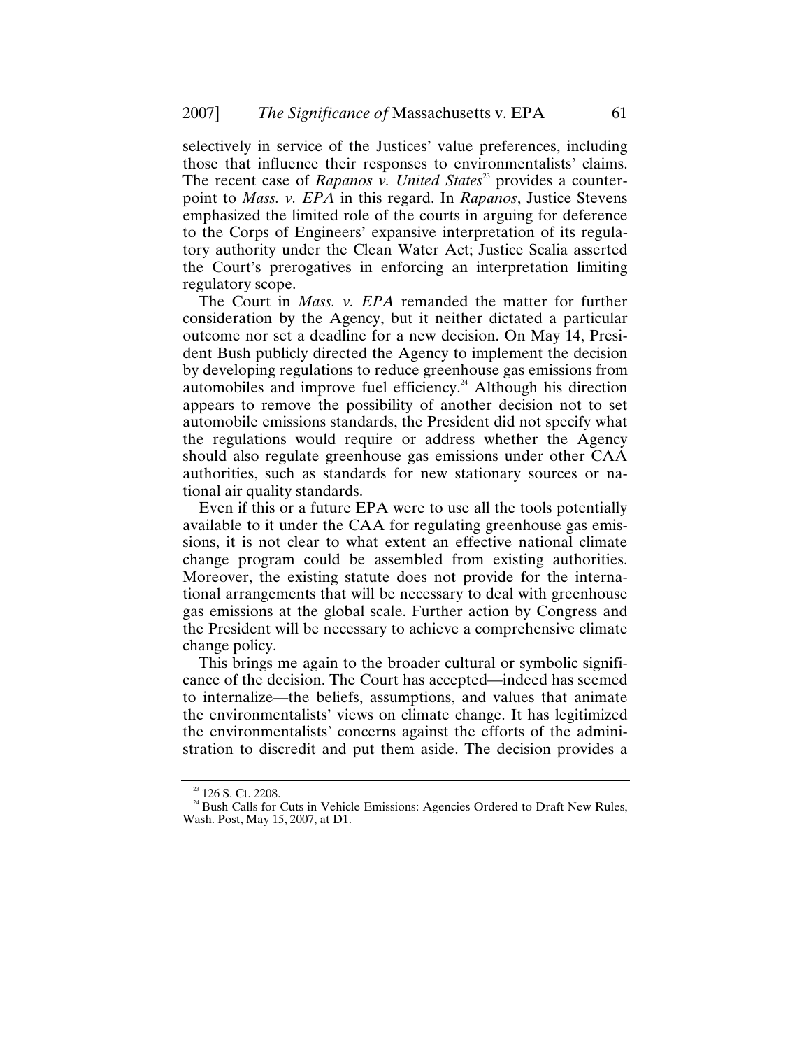selectively in service of the Justices' value preferences, including those that influence their responses to environmentalists' claims. The recent case of *Rapanos v. United States*[23] provides a counterpoint to *Mass. v. EPA* in this regard. In *Rapanos*, Justice Stevens emphasized the limited role of the courts in arguing for deference to the Corps of Engineers' expansive interpretation of its regulatory authority under the Clean Water Act; Justice Scalia asserted the Court's prerogatives in enforcing an interpretation limiting regulatory scope.

The Court in *Mass. v. EPA* remanded the matter for further consideration by the Agency, but it neither dictated a particular outcome nor set a deadline for a new decision. On May 14, President Bush publicly directed the Agency to implement the decision by developing regulations to reduce greenhouse gas emissions from automobiles and improve fuel efficiency.[24] Although his direction appears to remove the possibility of another decision not to set automobile emissions standards, the President did not specify what the regulations would require or address whether the Agency should also regulate greenhouse gas emissions under other CAA authorities, such as standards for new stationary sources or national air quality standards.

Even if this or a future EPA were to use all the tools potentially available to it under the CAA for regulating greenhouse gas emissions, it is not clear to what extent an effective national climate change program could be assembled from existing authorities. Moreover, the existing statute does not provide for the international arrangements that will be necessary to deal with greenhouse gas emissions at the global scale. Further action by Congress and the President will be necessary to achieve a comprehensive climate change policy.

This brings me again to the broader cultural or symbolic significance of the decision. The Court has accepted—indeed has seemed to internalize—the beliefs, assumptions, and values that animate the environmentalists' views on climate change. It has legitimized the environmentalists' concerns against the efforts of the administration to discredit and put them aside. The decision provides a

---

[23] 126 S. Ct. 2208.

[24] Bush Calls for Cuts in Vehicle Emissions: Agencies Ordered to Draft New Rules, Wash. Post, May 15, 2007, at D1.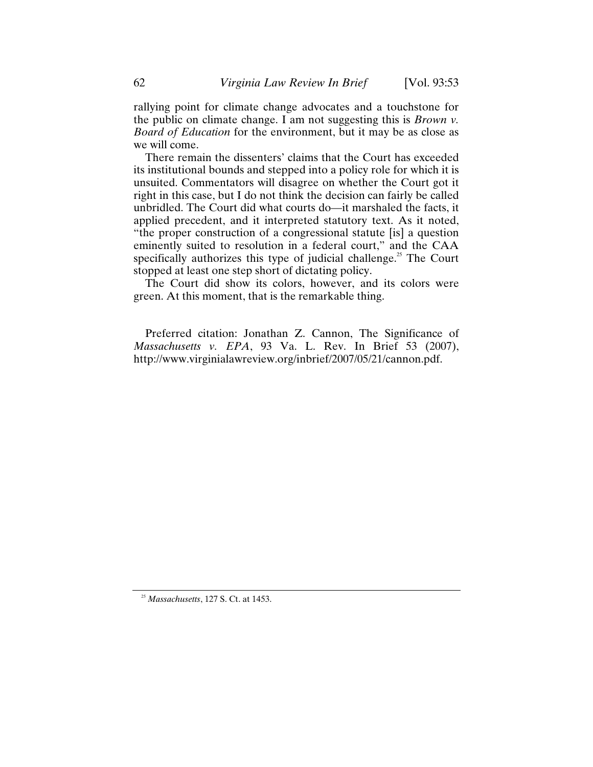rallying point for climate change advocates and a touchstone for the public on climate change. I am not suggesting this is *Brown v. Board of Education* for the environment, but it may be as close as we will come.

There remain the dissenters' claims that the Court has exceeded its institutional bounds and stepped into a policy role for which it is unsuited. Commentators will disagree on whether the Court got it right in this case, but I do not think the decision can fairly be called unbridled. The Court did what courts do—it marshaled the facts, it applied precedent, and it interpreted statutory text. As it noted, "the proper construction of a congressional statute [is] a question eminently suited to resolution in a federal court," and the CAA specifically authorizes this type of judicial challenge.[25] The Court stopped at least one step short of dictating policy.

The Court did show its colors, however, and its colors were green. At this moment, that is the remarkable thing.

Preferred citation: Jonathan Z. Cannon, The Significance of *Massachusetts v. EPA*, 93 Va. L. Rev. In Brief 53 (2007), http://www.virginialawreview.org/inbrief/2007/05/21/cannon.pdf.

---

[25] *Massachusetts*, 127 S. Ct. at 1453.